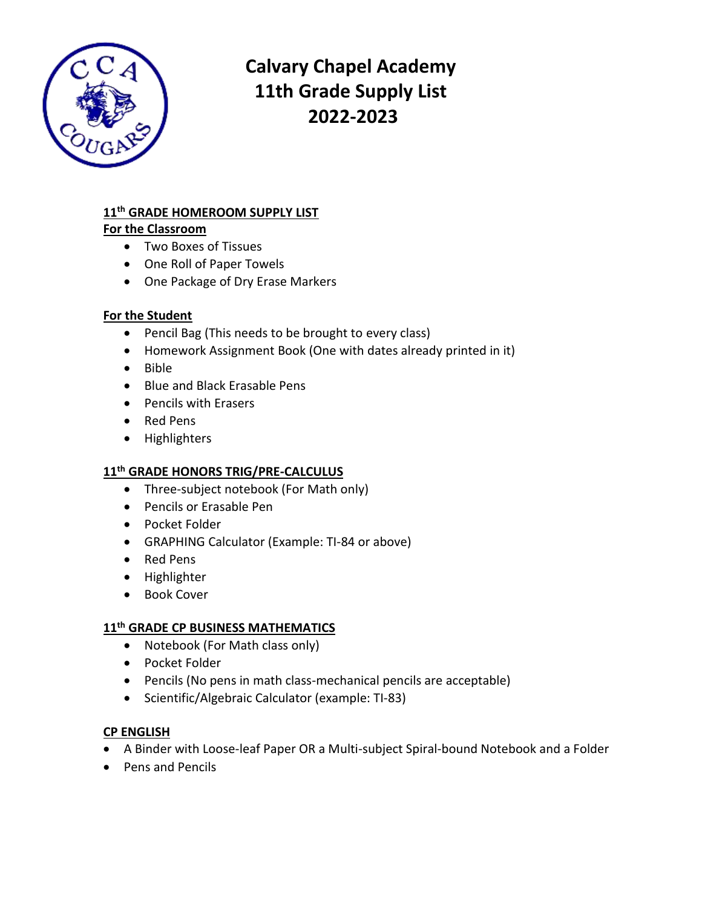# Calvary Chapel Academy
# 11th Grade Supply List
# 2022-2023

## 11th GRADE HOMEROOM SUPPLY LIST

### For the Classroom

- Two Boxes of Tissues
- One Roll of Paper Towels
- One Package of Dry Erase Markers

### For the Student

- Pencil Bag (This needs to be brought to every class)
- Homework Assignment Book (One with dates already printed in it)
- Bible
- Blue and Black Erasable Pens
- Pencils with Erasers
- Red Pens
- Highlighters

## 11th GRADE HONORS TRIG/PRE-CALCULUS

- Three-subject notebook (For Math only)
- Pencils or Erasable Pen
- Pocket Folder
- GRAPHING Calculator (Example: TI-84 or above)
- Red Pens
- Highlighter
- Book Cover

## 11th GRADE CP BUSINESS MATHEMATICS

- Notebook (For Math class only)
- Pocket Folder
- Pencils (No pens in math class-mechanical pencils are acceptable)
- Scientific/Algebraic Calculator (example: TI-83)

## CP ENGLISH

- A Binder with Loose-leaf Paper OR a Multi-subject Spiral-bound Notebook and a Folder
- Pens and Pencils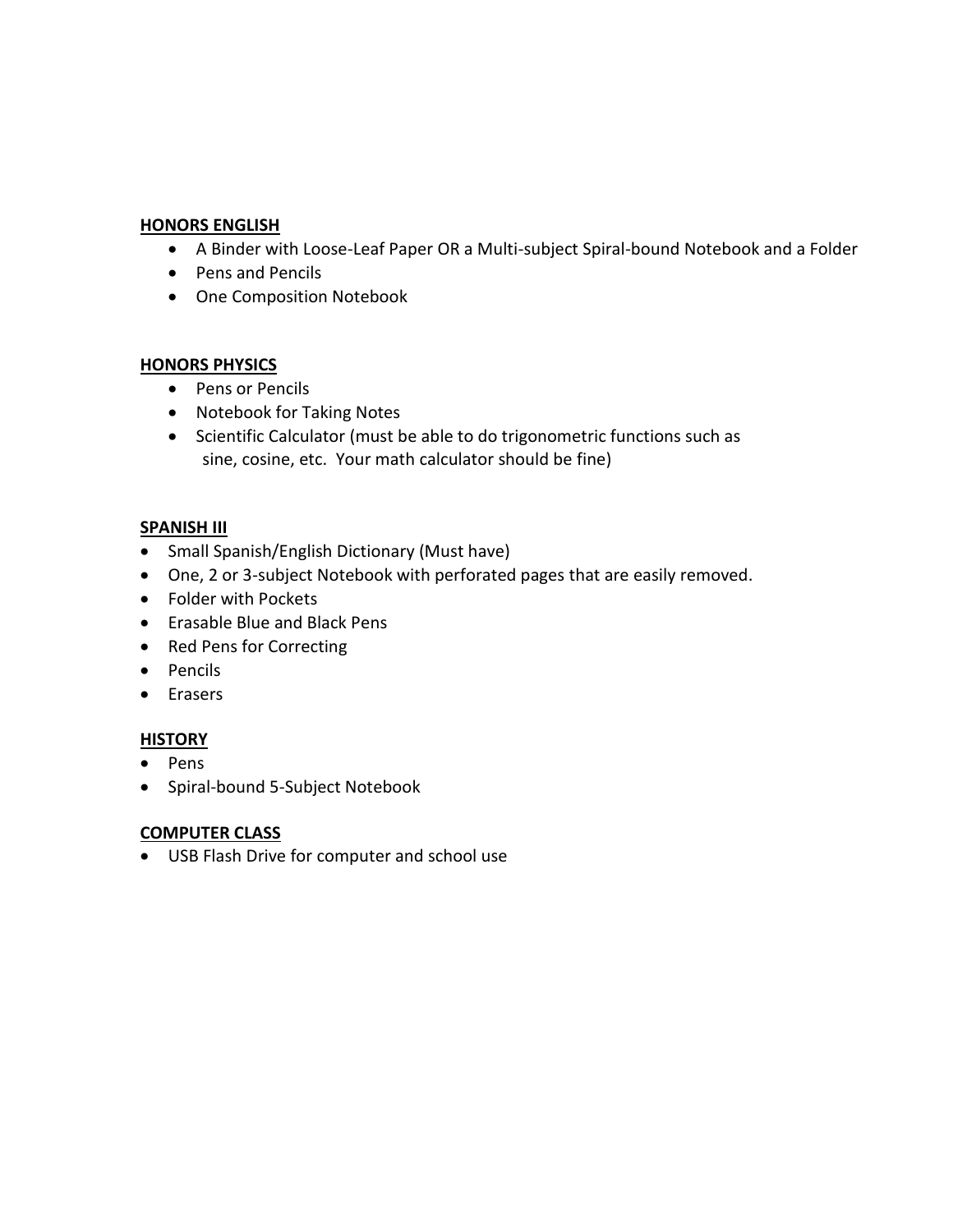**HONORS ENGLISH**

- A Binder with Loose-Leaf Paper OR a Multi-subject Spiral-bound Notebook and a Folder
- Pens and Pencils
- One Composition Notebook

**HONORS PHYSICS**

- Pens or Pencils
- Notebook for Taking Notes
- Scientific Calculator (must be able to do trigonometric functions such as sine, cosine, etc. Your math calculator should be fine)

**SPANISH III**

- Small Spanish/English Dictionary (Must have)
- One, 2 or 3-subject Notebook with perforated pages that are easily removed.
- Folder with Pockets
- Erasable Blue and Black Pens
- Red Pens for Correcting
- Pencils
- Erasers

**HISTORY**

- Pens
- Spiral-bound 5-Subject Notebook

**COMPUTER CLASS**

- USB Flash Drive for computer and school use